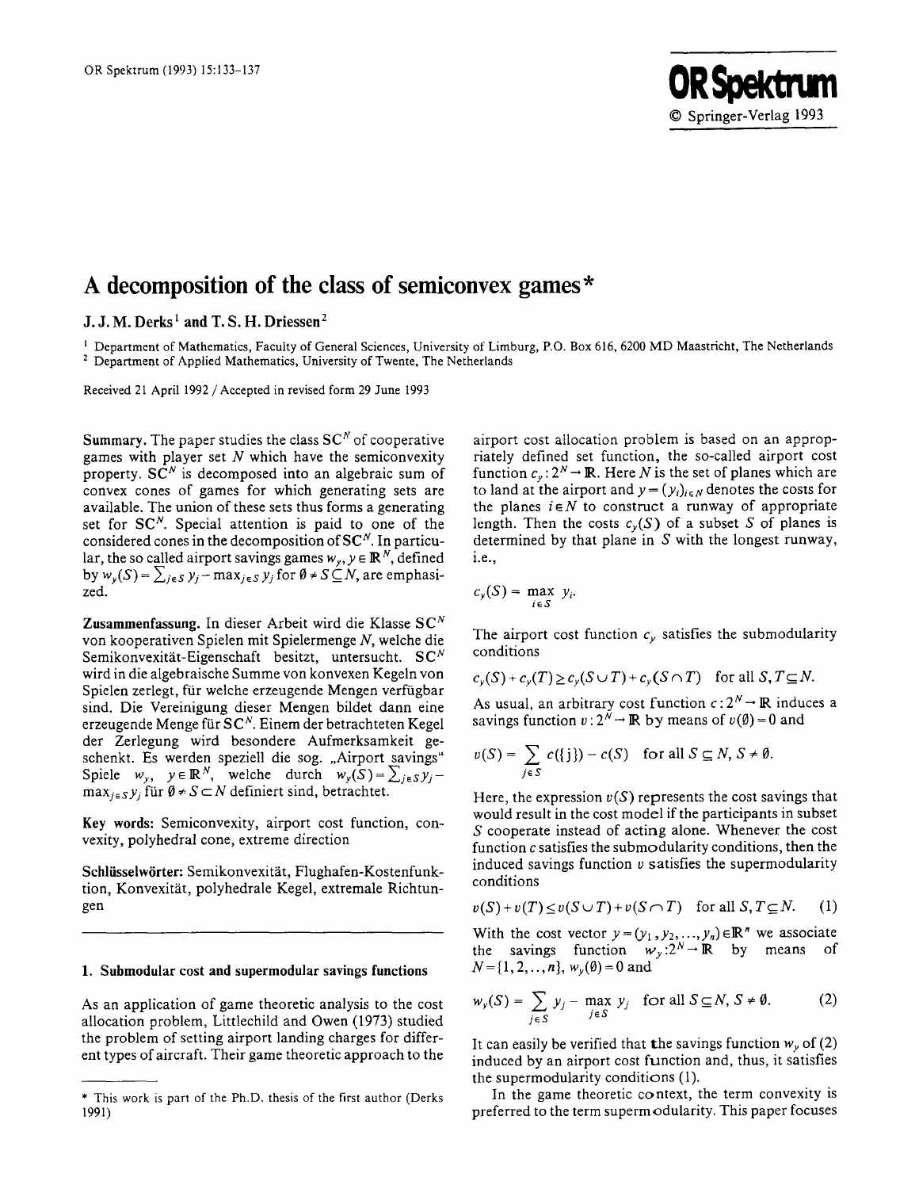# A decomposition of the class of semiconvex games*

**J. J. M. Derks**[1] **and T. S. H. Driessen**[2]

[1] Department of Mathematics, Faculty of General Sciences, University of Limburg, P.O. Box 616, 6200 MD Maastricht, The Netherlands
[2] Department of Applied Mathematics, University of Twente, The Netherlands

Received 21 April 1992 / Accepted in revised form 29 June 1993

**Summary.** The paper studies the class $SC^N$ of cooperative games with player set $N$ which have the semiconvexity property. $SC^N$ is decomposed into an algebraic sum of convex cones of games for which generating sets are available. The union of these sets thus forms a generating set for $SC^N$. Special attention is paid to one of the considered cones in the decomposition of $SC^N$. In particular, the so called airport savings games $w_y, y \in \mathbb{R}^N$, defined by $w_y(S) = \sum_{j \in S} y_j - \max_{j \in S} y_j$ for $\emptyset \neq S \subseteq N$, are emphasized.

**Zusammenfassung.** In dieser Arbeit wird die Klasse $SC^N$ von kooperativen Spielen mit Spielermenge $N$, welche die Semikonvexität-Eigenschaft besitzt, untersucht. $SC^N$ wird in die algebraische Summe von konvexen Kegeln von Spielen zerlegt, für welche erzeugende Mengen verfügbar sind. Die Vereinigung dieser Mengen bildet dann eine erzeugende Menge für $SC^N$. Einem der betrachteten Kegel der Zerlegung wird besondere Aufmerksamkeit geschenkt. Es werden speziell die sog. „Airport savings" Spiele $w_y$, $y \in \mathbb{R}^N$, welche durch $w_y(S) = \sum_{j \in S} y_j - \max_{j \in S} y_j$ für $\emptyset \neq S \subset N$ definiert sind, betrachtet.

**Key words:** Semiconvexity, airport cost function, convexity, polyhedral cone, extreme direction

**Schlüsselwörter:** Semikonvexität, Flughafen-Kostenfunktion, Konvexität, polyhedrale Kegel, extremale Richtungen

## 1. Submodular cost and supermodular savings functions

As an application of game theoretic analysis to the cost allocation problem, Littlechild and Owen (1973) studied the problem of setting airport landing charges for different types of aircraft. Their game theoretic approach to the airport cost allocation problem is based on an appropriately defined set function, the so-called airport cost function $c_y : 2^N \to \mathbb{R}$. Here $N$ is the set of planes which are to land at the airport and $y = (y_i)_{i \in N}$ denotes the costs for the planes $i \in N$ to construct a runway of appropriate length. Then the costs $c_y(S)$ of a subset $S$ of planes is determined by that plane in $S$ with the longest runway, i.e.,

$$c_y(S) = \max_{i \in S} y_i.$$

The airport cost function $c_y$ satisfies the submodularity conditions

$$c_y(S) + c_y(T) \geq c_y(S \cup T) + c_y(S \cap T) \quad \text{for all } S, T \subseteq N.$$

As usual, an arbitrary cost function $c : 2^N \to \mathbb{R}$ induces a savings function $v : 2^N \to \mathbb{R}$ by means of $v(\emptyset) = 0$ and

$$v(S) = \sum_{j \in S} c(\{j\}) - c(S) \quad \text{for all } S \subseteq N, S \neq \emptyset.$$

Here, the expression $v(S)$ represents the cost savings that would result in the cost model if the participants in subset $S$ cooperate instead of acting alone. Whenever the cost function $c$ satisfies the submodularity conditions, then the induced savings function $v$ satisfies the supermodularity conditions

$$v(S) + v(T) \leq v(S \cup T) + v(S \cap T) \quad \text{for all } S, T \subseteq N. \tag{1}$$

With the cost vector $y = (y_1, y_2, \ldots, y_n) \in \mathbb{R}^n$ we associate the savings function $w_y : 2^N \to \mathbb{R}$ by means of $N = \{1, 2, .., n\}$, $w_y(\emptyset) = 0$ and

$$w_y(S) = \sum_{j \in S} y_j - \max_{j \in S} y_j \quad \text{for all } S \subseteq N, S \neq \emptyset. \tag{2}$$

It can easily be verified that the savings function $w_y$ of (2) induced by an airport cost function and, thus, it satisfies the supermodularity conditions (1).

In the game theoretic context, the term convexity is preferred to the term supermodularity. This paper focuses

* This work is part of the Ph.D. thesis of the first author (Derks 1991)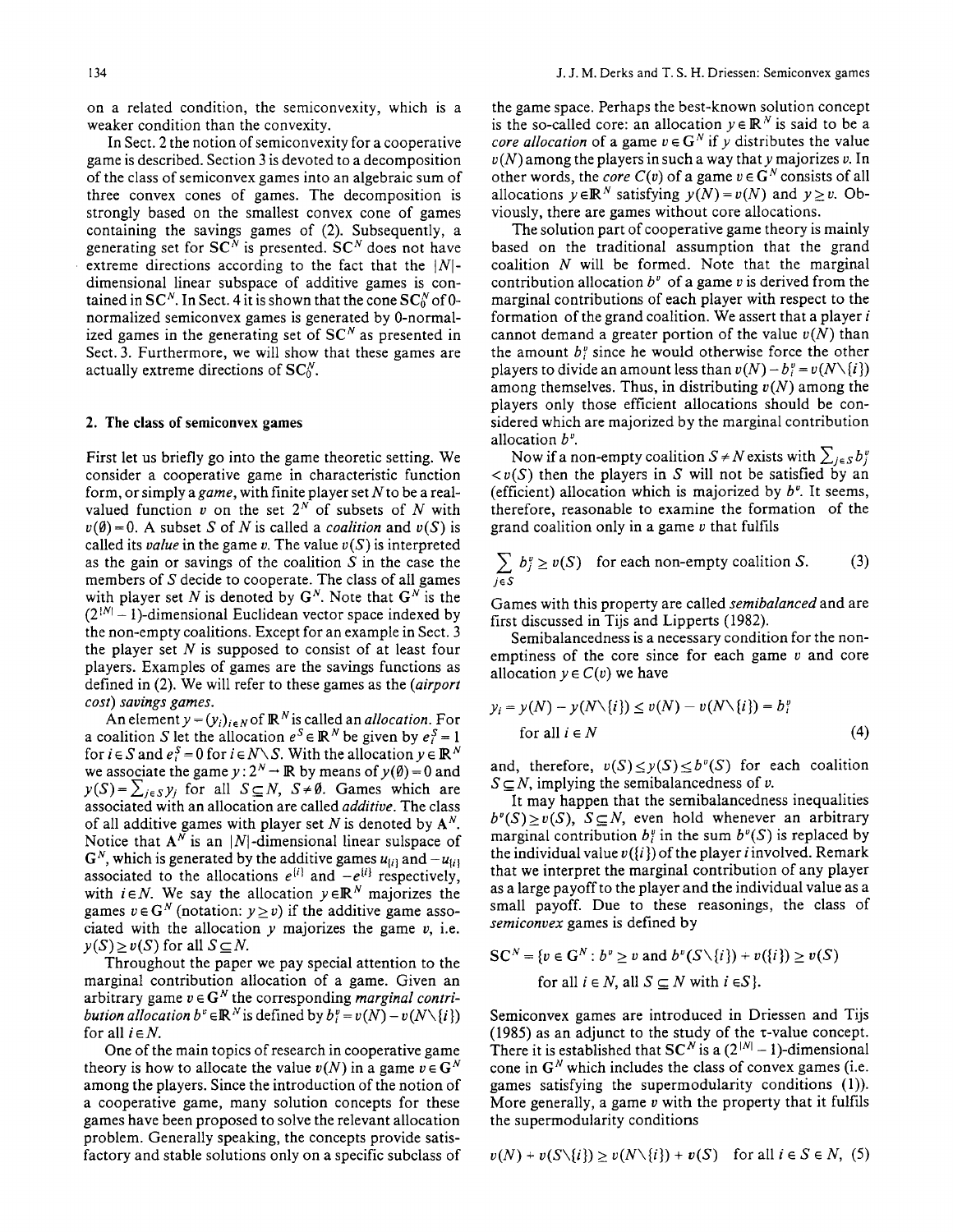on a related condition, the semiconvexity, which is a weaker condition than the convexity.

In Sect. 2 the notion of semiconvexity for a cooperative game is described. Section 3 is devoted to a decomposition of the class of semiconvex games into an algebraic sum of three convex cones of games. The decomposition is strongly based on the smallest convex cone of games containing the savings games of (2). Subsequently, a generating set for $\mathbf{SC}^N$ is presented. $\mathbf{SC}^N$ does not have extreme directions according to the fact that the $|N|$-dimensional linear subspace of additive games is contained in $\mathbf{SC}^N$. In Sect. 4 it is shown that the cone $\mathbf{SC}_0^N$ of 0-normalized semiconvex games is generated by 0-normalized games in the generating set of $\mathbf{SC}^N$ as presented in Sect. 3. Furthermore, we will show that these games are actually extreme directions of $\mathbf{SC}_0^N$.

## 2. The class of semiconvex games

First let us briefly go into the game theoretic setting. We consider a cooperative game in characteristic function form, or simply a *game*, with finite player set $N$ to be a real-valued function $v$ on the set $2^N$ of subsets of $N$ with $v(\emptyset)=0$. A subset $S$ of $N$ is called a *coalition* and $v(S)$ is called its *value* in the game $v$. The value $v(S)$ is interpreted as the gain or savings of the coalition $S$ in the case the members of $S$ decide to cooperate. The class of all games with player set $N$ is denoted by $\mathbf{G}^N$. Note that $\mathbf{G}^N$ is the $(2^{|N|}-1)$-dimensional Euclidean vector space indexed by the non-empty coalitions. Except for an example in Sect. 3 the player set $N$ is supposed to consist of at least four players. Examples of games are the savings functions as defined in (2). We will refer to these games as the *(airport cost) savings games*.

An element $y=(y_i)_{i\in N}$ of $\mathbb{R}^N$ is called an *allocation*. For a coalition $S$ let the allocation $e^S\in\mathbb{R}^N$ be given by $e_i^S=1$ for $i\in S$ and $e_i^S=0$ for $i\in N\setminus S$. With the allocation $y\in\mathbb{R}^N$ we associate the game $y:2^N\to\mathbb{R}$ by means of $y(\emptyset)=0$ and $y(S)=\sum_{j\in S}y_j$ for all $S\subseteq N$, $S\neq\emptyset$. Games which are associated with an allocation are called *additive*. The class of all additive games with player set $N$ is denoted by $\mathbf{A}^N$. Notice that $\mathbf{A}^N$ is an $|N|$-dimensional linear sulspace of $\mathbf{G}^N$, which is generated by the additive games $u_{\{i\}}$ and $-u_{\{i\}}$ associated to the allocations $e^{\{i\}}$ and $-e^{\{i\}}$ respectively, with $i\in N$. We say the allocation $y\in\mathbb{R}^N$ majorizes the games $v\in\mathbf{G}^N$ (notation: $y\geq v$) if the additive game associated with the allocation $y$ majorizes the game $v$, i.e. $y(S)\geq v(S)$ for all $S\subseteq N$.

Throughout the paper we pay special attention to the marginal contribution allocation of a game. Given an arbitrary game $v\in\mathbf{G}^N$ the corresponding *marginal contribution allocation* $b^v\in\mathbb{R}^N$ is defined by $b_i^v=v(N)-v(N\setminus\{i\})$ for all $i\in N$.

One of the main topics of research in cooperative game theory is how to allocate the value $v(N)$ in a game $v\in\mathbf{G}^N$ among the players. Since the introduction of the notion of a cooperative game, many solution concepts for these games have been proposed to solve the relevant allocation problem. Generally speaking, the concepts provide satisfactory and stable solutions only on a specific subclass of the game space. Perhaps the best-known solution concept is the so-called core: an allocation $y\in\mathbb{R}^N$ is said to be a *core allocation* of a game $v\in\mathbf{G}^N$ if $y$ distributes the value $v(N)$ among the players in such a way that $y$ majorizes $v$. In other words, the *core* $C(v)$ of a game $v\in\mathbf{G}^N$ consists of all allocations $y\in\mathbb{R}^N$ satisfying $y(N)=v(N)$ and $y\geq v$. Obviously, there are games without core allocations.

The solution part of cooperative game theory is mainly based on the traditional assumption that the grand coalition $N$ will be formed. Note that the marginal contribution allocation $b^v$ of a game $v$ is derived from the marginal contributions of each player with respect to the formation of the grand coalition. We assert that a player $i$ cannot demand a greater portion of the value $v(N)$ than the amount $b_i^v$ since he would otherwise force the other players to divide an amount less than $v(N)-b_i^v=v(N\setminus\{i\})$ among themselves. Thus, in distributing $v(N)$ among the players only those efficient allocations should be considered which are majorized by the marginal contribution allocation $b^v$.

Now if a non-empty coalition $S\neq N$ exists with $\sum_{j\in S}b_j^v<v(S)$ then the players in $S$ will not be satisfied by an (efficient) allocation which is majorized by $b^v$. It seems, therefore, reasonable to examine the formation of the grand coalition only in a game $v$ that fulfils

$$\sum_{j\in S}b_j^v\geq v(S)\quad\text{for each non-empty coalition } S. \tag{3}$$

Games with this property are called *semibalanced* and are first discussed in Tijs and Lipperts (1982).

Semibalancedness is a necessary condition for the non-emptiness of the core since for each game $v$ and core allocation $y\in C(v)$ we have

$$y_i=y(N)-y(N\setminus\{i\})\leq v(N)-v(N\setminus\{i\})=b_i^v \quad\text{for all } i\in N \tag{4}$$

and, therefore, $v(S)\leq y(S)\leq b^v(S)$ for each coalition $S\subseteq N$, implying the semibalancedness of $v$.

It may happen that the semibalancedness inequalities $b^v(S)\geq v(S)$, $S\subseteq N$, even hold whenever an arbitrary marginal contribution $b_i^v$ in the sum $b^v(S)$ is replaced by the individual value $v(\{i\})$ of the player $i$ involved. Remark that we interpret the marginal contribution of any player as a large payoff to the player and the individual value as a small payoff. Due to these reasonings, the class of *semiconvex* games is defined by

$$\mathbf{SC}^N=\{v\in\mathbf{G}^N: b^v\geq v \text{ and } b^v(S\setminus\{i\})+v(\{i\})\geq v(S) \text{ for all } i\in N, \text{ all } S\subseteq N \text{ with } i\in S\}.$$

Semiconvex games are introduced in Driessen and Tijs (1985) as an adjunct to the study of the $\tau$-value concept. There it is established that $\mathbf{SC}^N$ is a $(2^{|N|}-1)$-dimensional cone in $\mathbf{G}^N$ which includes the class of convex games (i.e. games satisfying the supermodularity conditions (1)). More generally, a game $v$ with the property that it fulfils the supermodularity conditions

$$v(N)+v(S\setminus\{i\})\geq v(N\setminus\{i\})+v(S)\quad\text{for all } i\in S\in N, \tag{5}$$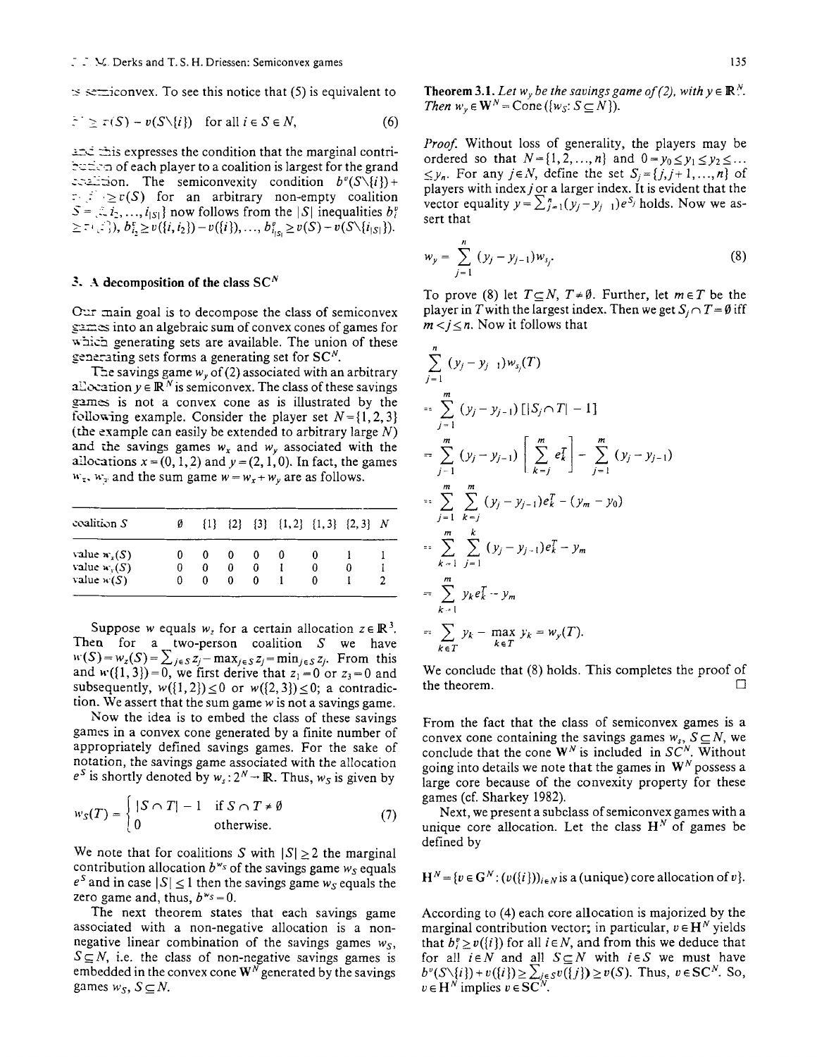is semiconvex. To see this notice that (5) is equivalent to

$$b_i^v \geq v(S) - v(S\setminus\{i\}) \quad \text{for all } i \in S \in N, \tag{6}$$

and this expresses the condition that the marginal contribution of each player to a coalition is largest for the grand coalition. The semiconvexity condition $b^v(S\setminus\{i\}) + v(\{i\}) \geq v(S)$ for an arbitrary non-empty coalition $S = \{i_1, i_2, \ldots, i_{|S|}\}$ now follows from the $|S|$ inequalities $b_{i_1}^v \geq v(\{i_1\})$, $b_{i_2}^v \geq v(\{i_1, i_2\}) - v(\{i_1\}), \ldots, b_{i_{|S|}}^v \geq v(S) - v(S\setminus\{i_{|S|}\})$.

## 3. A decomposition of the class $SC^N$

Our main goal is to decompose the class of semiconvex games into an algebraic sum of convex cones of games for which generating sets are available. The union of these generating sets forms a generating set for $SC^N$.

The savings game $w_y$ of (2) associated with an arbitrary allocation $y \in \mathbb{R}^N$ is semiconvex. The class of these savings games is not a convex cone as is illustrated by the following example. Consider the player set $N = \{1, 2, 3\}$ (the example can easily be extended to arbitrary large $N$) and the savings games $w_x$ and $w_y$ associated with the allocations $x = (0, 1, 2)$ and $y = (2, 1, 0)$. In fact, the games $w_x$, $w_y$ and the sum game $w = w_x + w_y$ are as follows.

| coalition $S$ | $\emptyset$ | {1} | {2} | {3} | {1, 2} | {1, 3} | {2, 3} | $N$ |
|---|---|---|---|---|---|---|---|---|
| value $w_x(S)$ | 0 | 0 | 0 | 0 | 0 | 0 | 1 | 1 |
| value $w_y(S)$ | 0 | 0 | 0 | 0 | 1 | 0 | 0 | 1 |
| value $w(S)$ | 0 | 0 | 0 | 0 | 1 | 0 | 1 | 2 |

Suppose $w$ equals $w_z$ for a certain allocation $z \in \mathbb{R}^3$. Then for a two-person coalition $S$ we have $w(S) = w_z(S) = \sum_{j\in S} z_j - \max_{j\in S} z_j = \min_{j\in S} z_j$. From this and $w(\{1, 3\}) = 0$, we first derive that $z_1 = 0$ or $z_3 = 0$ and subsequently, $w(\{1, 2\}) \leq 0$ or $w(\{2, 3\}) \leq 0$; a contradiction. We assert that the sum game $w$ is not a savings game.

Now the idea is to embed the class of these savings games in a convex cone generated by a finite number of appropriately defined savings games. For the sake of notation, the savings game associated with the allocation $e^S$ is shortly denoted by $w_s : 2^N \to \mathbb{R}$. Thus, $w_S$ is given by

$$w_S(T) = \begin{cases} |S \cap T| - 1 & \text{if } S \cap T \neq \emptyset \\ 0 & \text{otherwise.} \end{cases} \tag{7}$$

We note that for coalitions $S$ with $|S| \geq 2$ the marginal contribution allocation $b^{w_S}$ of the savings game $w_S$ equals $e^S$ and in case $|S| \leq 1$ then the savings game $w_S$ equals the zero game and, thus, $b^{w_S} = 0$.

The next theorem states that each savings game associated with a non-negative allocation is a non-negative linear combination of the savings games $w_S$, $S \subseteq N$, i.e. the class of non-negative savings games is embedded in the convex cone $\mathbf{W}^N$ generated by the savings games $w_S$, $S \subseteq N$.

**Theorem 3.1.** *Let $w_y$ be the savings game of (2), with $y \in \mathbb{R}_+^N$. Then $w_y \in \mathbf{W}^N = \text{Cone}(\{w_S : S \subseteq N\})$.*

*Proof.* Without loss of generality, the players may be ordered so that $N = \{1, 2, \ldots, n\}$ and $0 = y_0 \leq y_1 \leq y_2 \leq \ldots \leq y_n$. For any $j \in N$, define the set $S_j = \{j, j+1, \ldots, n\}$ of players with index $j$ or a larger index. It is evident that the vector equality $y = \sum_{j=1}^n (y_j - y_{j-1}) e^{S_j}$ holds. Now we assert that

$$w_y = \sum_{j=1}^n (y_j - y_{j-1}) w_{S_j}. \tag{8}$$

To prove (8) let $T \subseteq N$, $T \neq \emptyset$. Further, let $m \in T$ be the player in $T$ with the largest index. Then we get $S_j \cap T = \emptyset$ iff $m < j \leq n$. Now it follows that

$$\begin{aligned}
&\sum_{j=1}^n (y_j - y_{j-1}) w_{S_j}(T) \\
&= \sum_{j=1}^m (y_j - y_{j-1}) [|S_j \cap T| - 1] \\
&= \sum_{j=1}^m (y_j - y_{j-1}) \left[ \sum_{k=j}^m e_k^T \right] - \sum_{j=1}^m (y_j - y_{j-1}) \\
&= \sum_{j=1}^m \sum_{k=j}^m (y_j - y_{j-1}) e_k^T - (y_m - y_0) \\
&= \sum_{k=1}^m \sum_{j=1}^k (y_j - y_{j-1}) e_k^T - y_m \\
&= \sum_{k=1}^m y_k e_k^T - y_m \\
&= \sum_{k\in T} y_k - \max_{k\in T} y_k = w_y(T).
\end{aligned}$$

We conclude that (8) holds. This completes the proof of the theorem. $\square$

From the fact that the class of semiconvex games is a convex cone containing the savings games $w_S$, $S \subseteq N$, we conclude that the cone $\mathbf{W}^N$ is included in $SC^N$. Without going into details we note that the games in $\mathbf{W}^N$ possess a large core because of the convexity property for these games (cf. Sharkey 1982).

Next, we present a subclass of semiconvex games with a unique core allocation. Let the class $\mathbf{H}^N$ of games be defined by

$$\mathbf{H}^N = \{v \in \mathbf{G}^N : (v(\{i\}))_{i\in N} \text{ is a (unique) core allocation of } v\}.$$

According to (4) each core allocation is majorized by the marginal contribution vector; in particular, $v \in \mathbf{H}^N$ yields that $b_i^v \geq v(\{i\})$ for all $i \in N$, and from this we deduce that for all $i \in N$ and all $S \subseteq N$ with $i \in S$ we must have $b^v(S\setminus\{i\}) + v(\{i\}) \geq \sum_{j\in S} v(\{j\}) \geq v(S)$. Thus, $v \in SC^N$. So, $v \in \mathbf{H}^N$ implies $v \in SC^N$.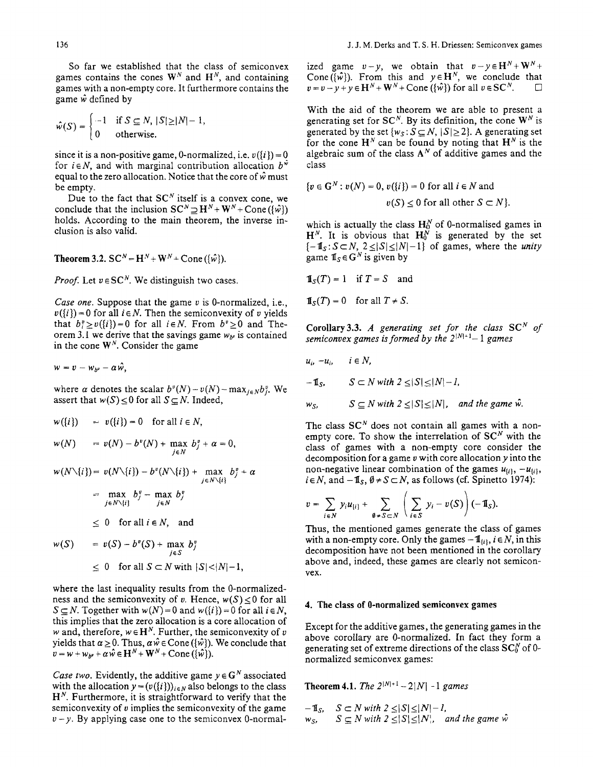So far we established that the class of semiconvex games contains the cones $\mathbf{W}^N$ and $\mathbf{H}^N$, and containing games with a non-empty core. It furthermore contains the game $\hat{w}$ defined by

$$\hat{w}(S) = \begin{cases} -1 & \text{if } S \subseteq N,\ |S| \geq |N| - 1, \\ 0 & \text{otherwise.} \end{cases}$$

since it is a non-positive game, 0-normalized, i.e. $v(\{i\}) = 0$ for $i \in N$, and with marginal contribution allocation $b^{\hat{w}}$ equal to the zero allocation. Notice that the core of $\hat{w}$ must be empty.

Due to the fact that $\mathbf{SC}^N$ itself is a convex cone, we conclude that the inclusion $\mathbf{SC}^N \supseteq \mathbf{H}^N + \mathbf{W}^N + \text{Cone}(\{\hat{w}\})$ holds. According to the main theorem, the inverse inclusion is also valid.

**Theorem 3.2.** $\mathbf{SC}^N = \mathbf{H}^N + \mathbf{W}^N + \text{Cone}(\{\hat{w}\})$.

*Proof.* Let $v \in \mathbf{SC}^N$. We distinguish two cases.

*Case one.* Suppose that the game $v$ is 0-normalized, i.e., $v(\{i\}) = 0$ for all $i \in N$. Then the semiconvexity of $v$ yields that $b_i^v \geq v(\{i\}) = 0$ for all $i \in N$. From $b^v \geq 0$ and Theorem 3.1 we derive that the savings game $w_{b^v}$ is contained in the cone $\mathbf{W}^N$. Consider the game

$$w = v - w_{b^v} - \alpha \hat{w},$$

where $\alpha$ denotes the scalar $b^v(N) - v(N) - \max_{j \in N} b_j^v$. We assert that $w(S) \leq 0$ for all $S \subseteq N$. Indeed,

$$\begin{aligned}
w(\{i\}) &= v(\{i\}) = 0 \quad \text{for all } i \in N, \\
w(N) &= v(N) - b^v(N) + \max_{j \in N} b_j^v + \alpha = 0, \\
w(N \setminus \{i\}) &= v(N \setminus \{i\}) - b^v(N \setminus \{i\}) + \max_{j \in N \setminus \{i\}} b_j^v + \alpha \\
&= \max_{j \in N \setminus \{i\}} b_j^v - \max_{j \in N} b_j^v \\
&\leq 0 \quad \text{for all } i \in N, \quad \text{and} \\
w(S) &= v(S) - b^v(S) + \max_{j \in S} b_j^v \\
&\leq 0 \quad \text{for all } S \subset N \text{ with } |S| < |N| - 1,
\end{aligned}$$

where the last inequality results from the 0-normalizedness and the semiconvexity of $v$. Hence, $w(S) \leq 0$ for all $S \subseteq N$. Together with $w(N) = 0$ and $w(\{i\}) = 0$ for all $i \in N$, this implies that the zero allocation is a core allocation of $w$ and, therefore, $w \in \mathbf{H}^N$. Further, the semiconvexity of $v$ yields that $\alpha \geq 0$. Thus, $\alpha \hat{w} \in \text{Cone}(\{\hat{w}\})$. We conclude that $v = w + w_{b^v} + \alpha \hat{w} \in \mathbf{H}^N + \mathbf{W}^N + \text{Cone}(\{\hat{w}\})$.

*Case two.* Evidently, the additive game $y \in \mathbf{G}^N$ associated with the allocation $y = (v(\{i\}))_{i \in N}$ also belongs to the class $\mathbf{H}^N$. Furthermore, it is straightforward to verify that the semiconvexity of $v$ implies the semiconvexity of the game $v - y$. By applying case one to the semiconvex 0-normalized game $v - y$, we obtain that $v - y \in \mathbf{H}^N + \mathbf{W}^N + \text{Cone}(\{\hat{w}\})$. From this and $y \in \mathbf{H}^N$, we conclude that $v = v - y + y \in \mathbf{H}^N + \mathbf{W}^N + \text{Cone}(\{\hat{w}\})$ for all $v \in \mathbf{SC}^N$. $\square$

With the aid of the theorem we are able to present a generating set for $\mathbf{SC}^N$. By its definition, the cone $\mathbf{W}^N$ is generated by the set $\{w_S : S \subseteq N,\ |S| \geq 2\}$. A generating set for the cone $\mathbf{H}^N$ can be found by noting that $\mathbf{H}^N$ is the algebraic sum of the class $\mathbf{A}^N$ of additive games and the class

$$\{v \in \mathbf{G}^N : v(N) = 0,\ v(\{i\}) = 0 \text{ for all } i \in N \text{ and } v(S) \leq 0 \text{ for all other } S \subset N\}.$$

which is actually the class $\mathbf{H}_0^N$ of 0-normalised games in $\mathbf{H}^N$. It is obvious that $\mathbf{H}_0^N$ is generated by the set $\{-\mathbb{1}_S : S \subset N,\ 2 \leq |S| \leq |N| - 1\}$ of games, where the *unity* game $\mathbb{1}_S \in \mathbf{G}^N$ is given by

$$\mathbb{1}_S(T) = 1 \quad \text{if } T = S \quad \text{and}$$

$$\mathbb{1}_S(T) = 0 \quad \text{for all } T \neq S.$$

**Corollary 3.3.** *A generating set for the class $\mathbf{SC}^N$ of semiconvex games is formed by the $2^{|N|+1} - 1$ games*

$u_i,\ -u_i, \quad i \in N,$

$-\mathbb{1}_S, \quad S \subset N \text{ with } 2 \leq |S| \leq |N| - 1,$

$w_S, \quad S \subseteq N \text{ with } 2 \leq |S| \leq |N|,$ *and the game* $\hat{w}$.

The class $\mathbf{SC}^N$ does not contain all games with a non-empty core. To show the interrelation of $\mathbf{SC}^N$ with the class of games with a non-empty core consider the decomposition for a game $v$ with core allocation $y$ into the non-negative linear combination of the games $u_{\{i\}}$, $-u_{\{i\}}$, $i \in N$, and $-\mathbb{1}_S$, $\emptyset \neq S \subset N$, as follows (cf. Spinetto 1974):

$$v = \sum_{i \in N} y_i u_{\{i\}} + \sum_{\emptyset \neq S \subset N} \left( \sum_{i \in S} y_i - v(S) \right) (-\mathbb{1}_S).$$

Thus, the mentioned games generate the class of games with a non-empty core. Only the games $-\mathbb{1}_{\{i\}}$, $i \in N$, in this decomposition have not been mentioned in the corollary above and, indeed, these games are clearly not semiconvex.

## 4. The class of 0-normalized semiconvex games

Except for the additive games, the generating games in the above corollary are 0-normalized. In fact they form a generating set of extreme directions of the class $\mathbf{SC}_0^N$ of 0-normalized semiconvex games:

**Theorem 4.1.** *The $2^{|N|+1} - 2|N| - 1$ games*

$-\mathbb{1}_S, \quad S \subset N \text{ with } 2 \leq |S| \leq |N| - 1,$

$w_S, \quad S \subseteq N \text{ with } 2 \leq |S| \leq |N|,$ *and the game* $\hat{w}$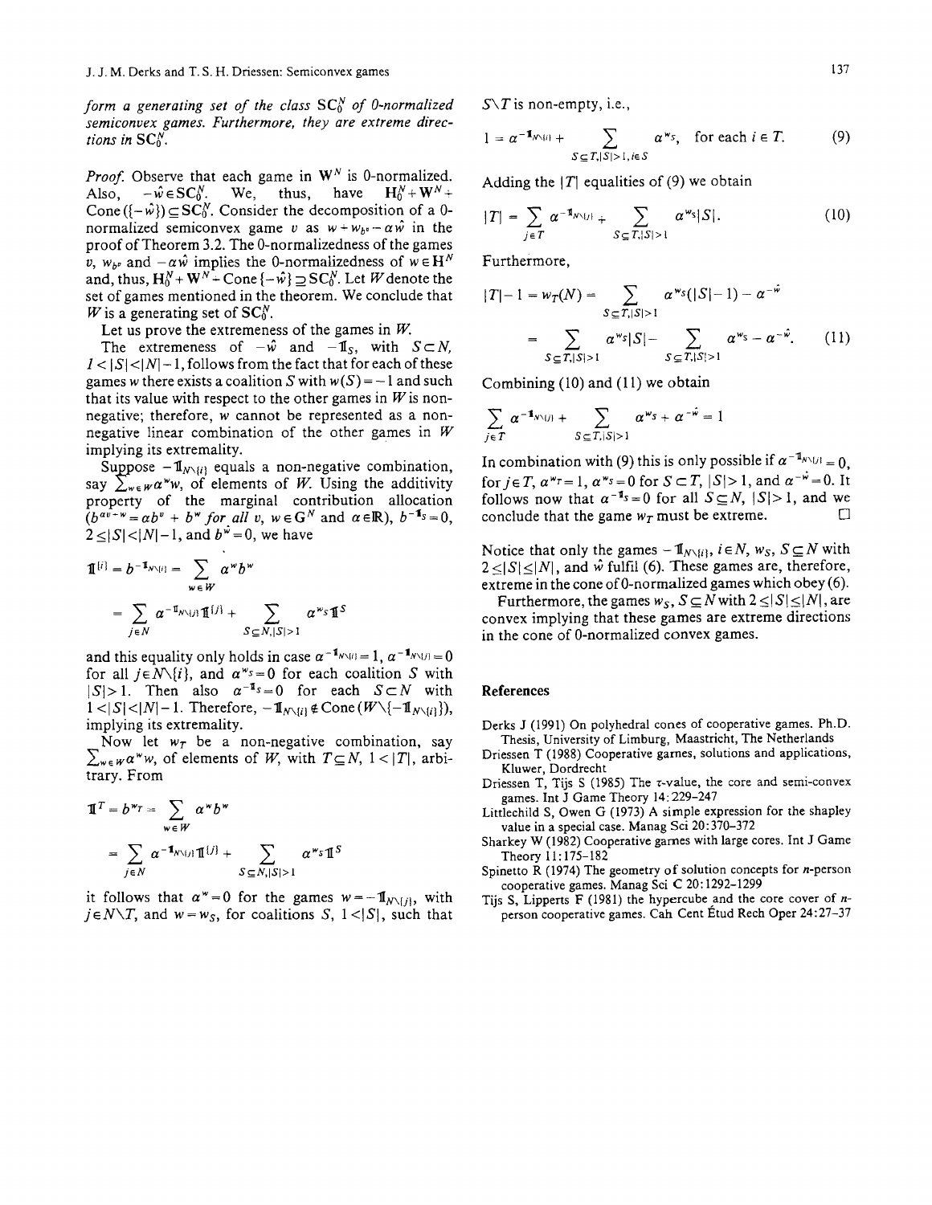*form a generating set of the class $\mathbf{SC}_0^N$ of 0-normalized semiconvex games. Furthermore, they are extreme directions in $\mathbf{SC}_0^N$.*

*Proof.* Observe that each game in $\mathbf{W}^N$ is 0-normalized. Also, $-\hat{w} \in \mathbf{SC}_0^N$. We, thus, have $\mathbf{H}_0^N + \mathbf{W}^N + \text{Cone}(\{-\hat{w}\}) \subseteq \mathbf{SC}_0^N$. Consider the decomposition of a 0-normalized semiconvex game $v$ as $w + w_{b^v} - \alpha\hat{w}$ in the proof of Theorem 3.2. The 0-normalizedness of the games $v$, $w_{b^v}$ and $-\alpha\hat{w}$ implies the 0-normalizedness of $w \in \mathbf{H}^N$ and, thus, $\mathbf{H}_0^N + \mathbf{W}^N + \text{Cone}\{-\hat{w}\} \supseteq \mathbf{SC}_0^N$. Let $W$ denote the set of games mentioned in the theorem. We conclude that $W$ is a generating set of $\mathbf{SC}_0^N$.

Let us prove the extremeness of the games in $W$.

The extremeness of $-\hat{w}$ and $-\mathbb{1}_S$, with $S \subset N$, $1 < |S| < |N| - 1$, follows from the fact that for each of these games $w$ there exists a coalition $S$ with $w(S) = -1$ and such that its value with respect to the other games in $W$ is non-negative; therefore, $w$ cannot be represented as a non-negative linear combination of the other games in $W$ implying its extremality.

Suppose $-\mathbb{1}_{N\setminus\{i\}}$ equals a non-negative combination, say $\sum_{w \in W} \alpha^w w$, of elements of $W$. Using the additivity property of the marginal contribution allocation ($b^{\alpha v + w} = \alpha b^v + b^w$ *for all* $v, w \in \mathbf{G}^N$ and $\alpha \in \mathbb{R}$), $b^{-\mathbb{1}_S} = 0$, $2 \leq |S| < |N| - 1$, and $b^{\hat{w}} = 0$, we have

$$\mathbb{1}^{\{i\}} = b^{-\mathbb{1}_{N\setminus\{i\}}} = \sum_{w \in W} \alpha^w b^w$$

$$= \sum_{j \in N} \alpha^{-\mathbb{1}_{N\setminus\{j\}}} \mathbb{1}^{\{j\}} + \sum_{S \subseteq N, |S| > 1} \alpha^{w_S} \mathbb{1}^S$$

and this equality only holds in case $\alpha^{-\mathbb{1}_{N\setminus\{i\}}} = 1$, $\alpha^{-\mathbb{1}_{N\setminus\{j\}}} = 0$ for all $j \in N\setminus\{i\}$, and $\alpha^{w_S} = 0$ for each coalition $S$ with $|S| > 1$. Then also $\alpha^{-\mathbb{1}_S} = 0$ for each $S \subset N$ with $1 < |S| < |N| - 1$. Therefore, $-\mathbb{1}_{N\setminus\{i\}} \notin \text{Cone}(W\setminus\{-\mathbb{1}_{N\setminus\{i\}}\})$, implying its extremality.

Now let $w_T$ be a non-negative combination, say $\sum_{w \in W} \alpha^w w$, of elements of $W$, with $T \subseteq N$, $1 < |T|$, arbitrary. From

$$\mathbb{1}^T = b^{w_T} = \sum_{w \in W} \alpha^w b^w$$

$$= \sum_{j \in N} \alpha^{-\mathbb{1}_{N\setminus\{j\}}} \mathbb{1}^{\{j\}} + \sum_{S \subseteq N, |S| > 1} \alpha^{w_S} \mathbb{1}^S$$

it follows that $\alpha^w = 0$ for the games $w = -\mathbb{1}_{N\setminus\{j\}}$, with $j \in N\setminus T$, and $w = w_S$, for coalitions $S$, $1 < |S|$, such that $S\setminus T$ is non-empty, i.e.,

$$1 = \alpha^{-\mathbb{1}_{N\setminus\{i\}}} + \sum_{S \subseteq T, |S| > 1, i \in S} \alpha^{w_S}, \quad \text{for each } i \in T. \tag{9}$$

Adding the $|T|$ equalities of (9) we obtain

$$|T| = \sum_{j \in T} \alpha^{-\mathbb{1}_{N\setminus\{j\}}} + \sum_{S \subseteq T, |S| > 1} \alpha^{w_S} |S|. \tag{10}$$

Furthermore,

$$|T| - 1 = w_T(N) = \sum_{S \subseteq T, |S| > 1} \alpha^{w_S}(|S| - 1) - \alpha^{-\hat{w}}$$

$$= \sum_{S \subseteq T, |S| > 1} \alpha^{w_S}|S| - \sum_{S \subseteq T, |S| > 1} \alpha^{w_S} - \alpha^{-\hat{w}}. \tag{11}$$

Combining (10) and (11) we obtain

$$\sum_{j \in T} \alpha^{-\mathbb{1}_{N\setminus\{j\}}} + \sum_{S \subseteq T, |S| > 1} \alpha^{w_S} + \alpha^{-\hat{w}} = 1$$

In combination with (9) this is only possible if $\alpha^{-\mathbb{1}_{N\setminus\{j\}}} = 0$, for $j \in T$, $\alpha^{w_T} = 1$, $\alpha^{w_S} = 0$ for $S \subset T$, $|S| > 1$, and $\alpha^{-\hat{w}} = 0$. It follows now that $\alpha^{-\mathbb{1}_S} = 0$ for all $S \subseteq N$, $|S| > 1$, and we conclude that the game $w_T$ must be extreme. $\square$

Notice that only the games $-\mathbb{1}_{N\setminus\{i\}}$, $i \in N$, $w_S$, $S \subseteq N$ with $2 \leq |S| \leq |N|$, and $\hat{w}$ fulfil (6). These games are, therefore, extreme in the cone of 0-normalized games which obey (6).

Furthermore, the games $w_S$, $S \subseteq N$ with $2 \leq |S| \leq |N|$, are convex implying that these games are extreme directions in the cone of 0-normalized convex games.

## References

Derks J (1991) On polyhedral cones of cooperative games. Ph.D. Thesis, University of Limburg, Maastricht, The Netherlands

Driessen T (1988) Cooperative games, solutions and applications, Kluwer, Dordrecht

Driessen T, Tijs S (1985) The $\tau$-value, the core and semi-convex games. Int J Game Theory 14:229–247

Littlechild S, Owen G (1973) A simple expression for the shapley value in a special case. Manag Sci 20:370–372

Sharkey W (1982) Cooperative games with large cores. Int J Game Theory 11:175–182

Spinetto R (1974) The geometry of solution concepts for $n$-person cooperative games. Manag Sci C 20:1292–1299

Tijs S, Lipperts F (1981) the hypercube and the core cover of $n$-person cooperative games. Cah Cent Étud Rech Oper 24:27–37